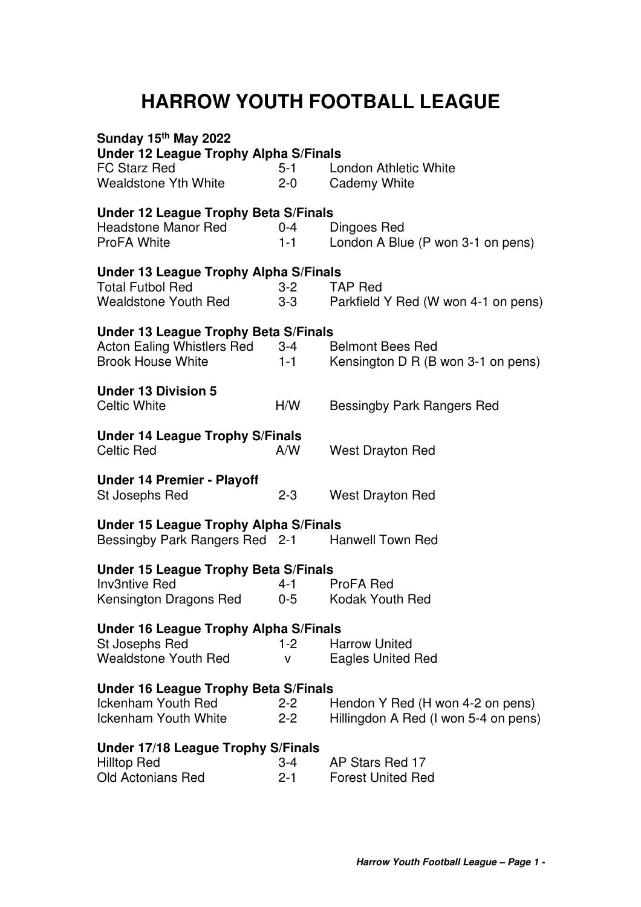# HARROW YOUTH FOOTBALL LEAGUE

**Sunday 15th May 2022**

**Under 12 League Trophy Alpha S/Finals**

| | | |
|---|---|---|
| FC Starz Red | 5-1 | London Athletic White |
| Wealdstone Yth White | 2-0 | Cademy White |

**Under 12 League Trophy Beta S/Finals**

| | | |
|---|---|---|
| Headstone Manor Red | 0-4 | Dingoes Red |
| ProFA White | 1-1 | London A Blue (P won 3-1 on pens) |

**Under 13 League Trophy Alpha S/Finals**

| | | |
|---|---|---|
| Total Futbol Red | 3-2 | TAP Red |
| Wealdstone Youth Red | 3-3 | Parkfield Y Red (W won 4-1 on pens) |

**Under 13 League Trophy Beta S/Finals**

| | | |
|---|---|---|
| Acton Ealing Whistlers Red | 3-4 | Belmont Bees Red |
| Brook House White | 1-1 | Kensington D R (B won 3-1 on pens) |

**Under 13 Division 5**

| | | |
|---|---|---|
| Celtic White | H/W | Bessingby Park Rangers Red |

**Under 14 League Trophy S/Finals**

| | | |
|---|---|---|
| Celtic Red | A/W | West Drayton Red |

**Under 14 Premier - Playoff**

| | | |
|---|---|---|
| St Josephs Red | 2-3 | West Drayton Red |

**Under 15 League Trophy Alpha S/Finals**

| | | |
|---|---|---|
| Bessingby Park Rangers Red | 2-1 | Hanwell Town Red |

**Under 15 League Trophy Beta S/Finals**

| | | |
|---|---|---|
| Inv3ntive Red | 4-1 | ProFA Red |
| Kensington Dragons Red | 0-5 | Kodak Youth Red |

**Under 16 League Trophy Alpha S/Finals**

| | | |
|---|---|---|
| St Josephs Red | 1-2 | Harrow United |
| Wealdstone Youth Red | v | Eagles United Red |

**Under 16 League Trophy Beta S/Finals**

| | | |
|---|---|---|
| Ickenham Youth Red | 2-2 | Hendon Y Red (H won 4-2 on pens) |
| Ickenham Youth White | 2-2 | Hillingdon A Red (I won 5-4 on pens) |

**Under 17/18 League Trophy S/Finals**

| | | |
|---|---|---|
| Hilltop Red | 3-4 | AP Stars Red 17 |
| Old Actonians Red | 2-1 | Forest United Red |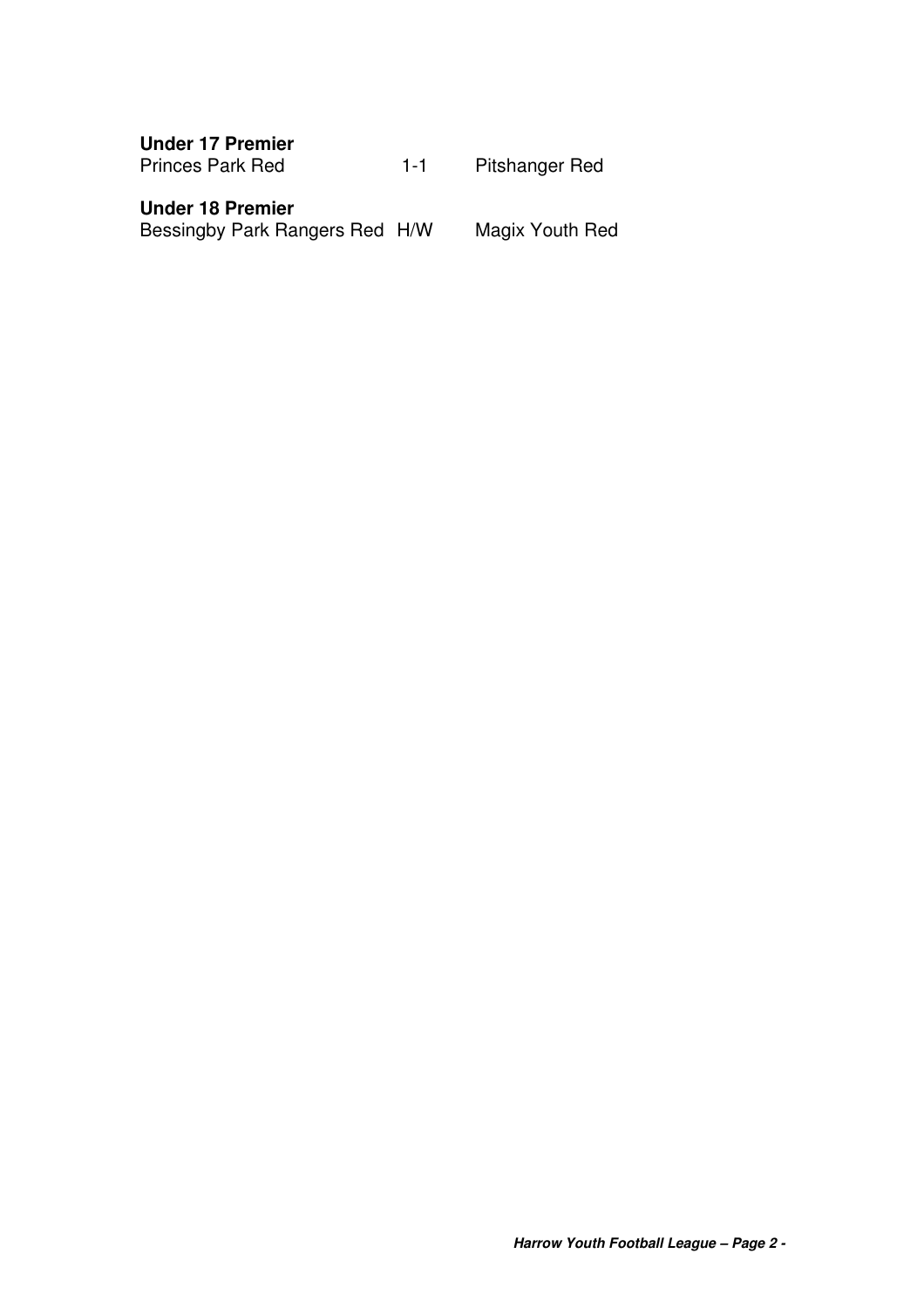**Under 17 Premier**

| | | |
|---|---|---|
| Princes Park Red | 1-1 | Pitshanger Red |

**Under 18 Premier**

| | | |
|---|---|---|
| Bessingby Park Rangers Red | H/W | Magix Youth Red |